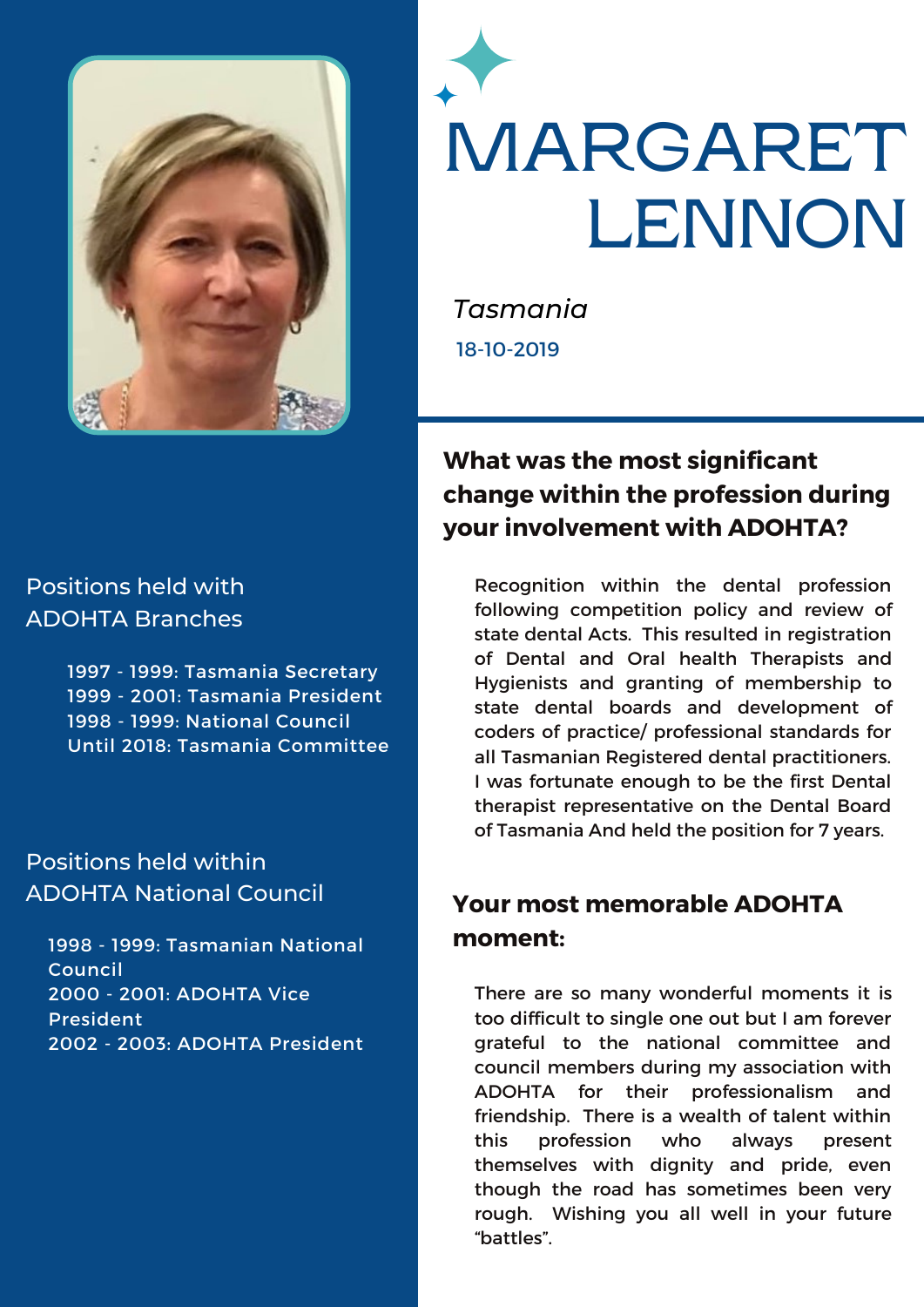# MARGARET LENNON

*Tasmania*

18-10-2019

Positions held with ADOHTA Branches

1997 - 1999: Tasmania Secretary
1999 - 2001: Tasmania President
1998 - 1999: National Council
Until 2018: Tasmania Committee

Positions held within ADOHTA National Council

1998 - 1999: Tasmanian National Council
2000 - 2001: ADOHTA Vice President
2002 - 2003: ADOHTA President

## What was the most significant change within the profession during your involvement with ADOHTA?

Recognition within the dental profession following competition policy and review of state dental Acts. This resulted in registration of Dental and Oral health Therapists and Hygienists and granting of membership to state dental boards and development of coders of practice/ professional standards for all Tasmanian Registered dental practitioners. I was fortunate enough to be the first Dental therapist representative on the Dental Board of Tasmania And held the position for 7 years.

## Your most memorable ADOHTA moment:

There are so many wonderful moments it is too difficult to single one out but I am forever grateful to the national committee and council members during my association with ADOHTA for their professionalism and friendship. There is a wealth of talent within this profession who always present themselves with dignity and pride, even though the road has sometimes been very rough. Wishing you all well in your future “battles”.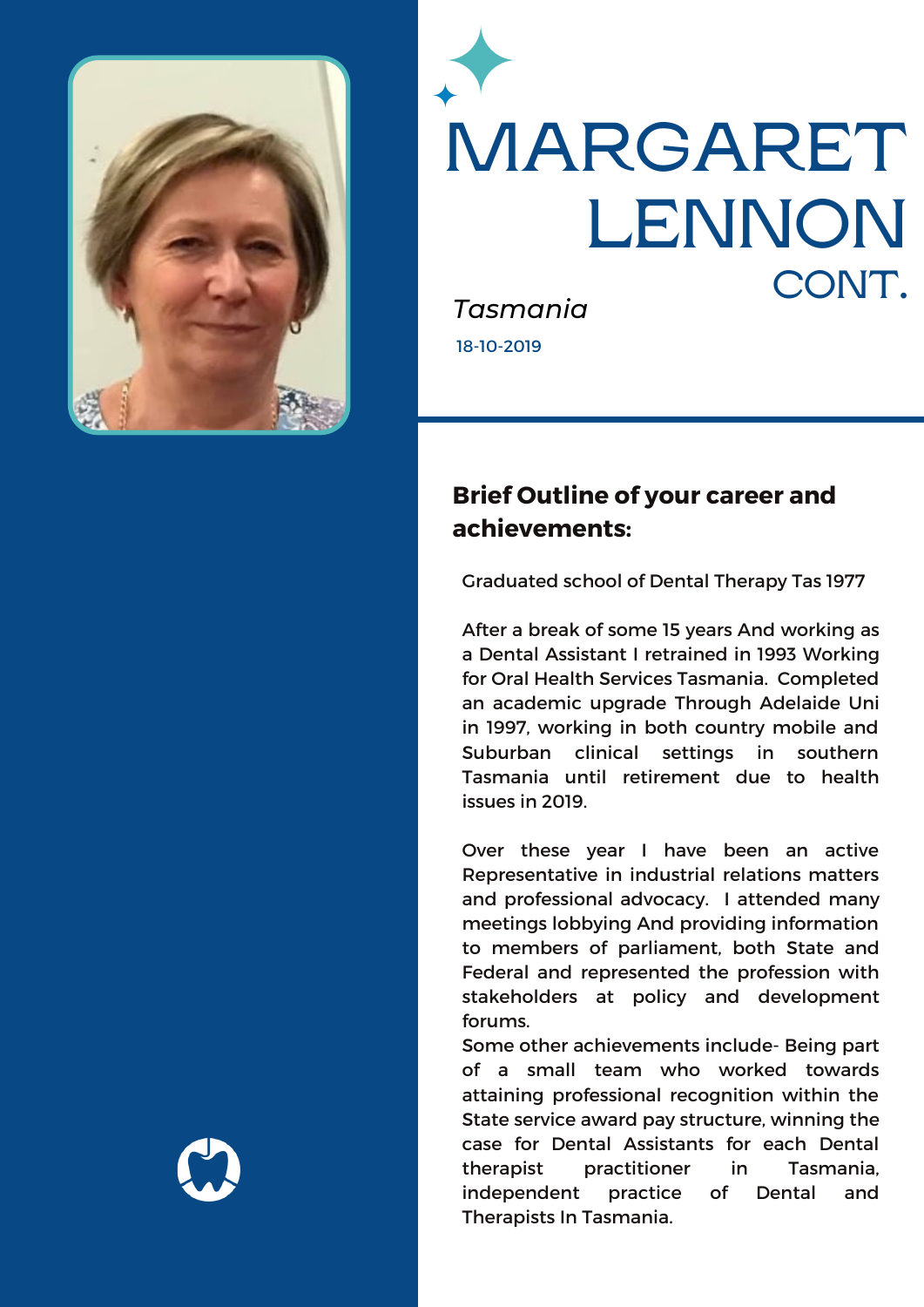# MARGARET LENNON CONT.

*Tasmania*

18-10-2019

## Brief Outline of your career and achievements:

Graduated school of Dental Therapy Tas 1977

After a break of some 15 years And working as a Dental Assistant I retrained in 1993 Working for Oral Health Services Tasmania. Completed an academic upgrade Through Adelaide Uni in 1997, working in both country mobile and Suburban clinical settings in southern Tasmania until retirement due to health issues in 2019.

Over these year I have been an active Representative in industrial relations matters and professional advocacy. I attended many meetings lobbying And providing information to members of parliament, both State and Federal and represented the profession with stakeholders at policy and development forums.

Some other achievements include- Being part of a small team who worked towards attaining professional recognition within the State service award pay structure, winning the case for Dental Assistants for each Dental therapist practitioner in Tasmania, independent practice of Dental and Therapists In Tasmania.